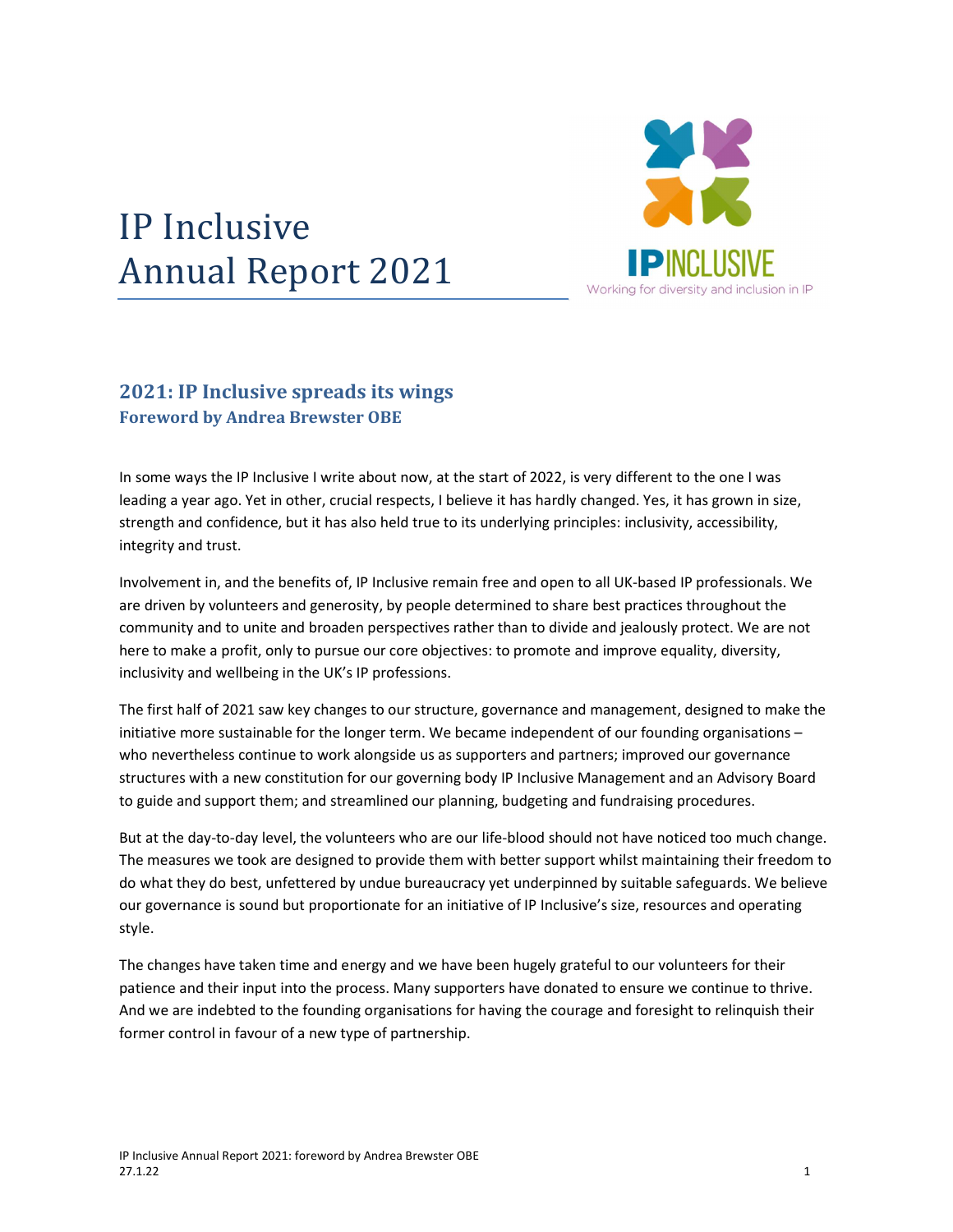# IP Inclusive Annual Report 2021

IPINCLUSIVE
Working for diversity and inclusion in IP

## 2021: IP Inclusive spreads its wings

### Foreword by Andrea Brewster OBE

In some ways the IP Inclusive I write about now, at the start of 2022, is very different to the one I was leading a year ago. Yet in other, crucial respects, I believe it has hardly changed. Yes, it has grown in size, strength and confidence, but it has also held true to its underlying principles: inclusivity, accessibility, integrity and trust.

Involvement in, and the benefits of, IP Inclusive remain free and open to all UK-based IP professionals. We are driven by volunteers and generosity, by people determined to share best practices throughout the community and to unite and broaden perspectives rather than to divide and jealously protect. We are not here to make a profit, only to pursue our core objectives: to promote and improve equality, diversity, inclusivity and wellbeing in the UK's IP professions.

The first half of 2021 saw key changes to our structure, governance and management, designed to make the initiative more sustainable for the longer term. We became independent of our founding organisations – who nevertheless continue to work alongside us as supporters and partners; improved our governance structures with a new constitution for our governing body IP Inclusive Management and an Advisory Board to guide and support them; and streamlined our planning, budgeting and fundraising procedures.

But at the day-to-day level, the volunteers who are our life-blood should not have noticed too much change. The measures we took are designed to provide them with better support whilst maintaining their freedom to do what they do best, unfettered by undue bureaucracy yet underpinned by suitable safeguards. We believe our governance is sound but proportionate for an initiative of IP Inclusive's size, resources and operating style.

The changes have taken time and energy and we have been hugely grateful to our volunteers for their patience and their input into the process. Many supporters have donated to ensure we continue to thrive. And we are indebted to the founding organisations for having the courage and foresight to relinquish their former control in favour of a new type of partnership.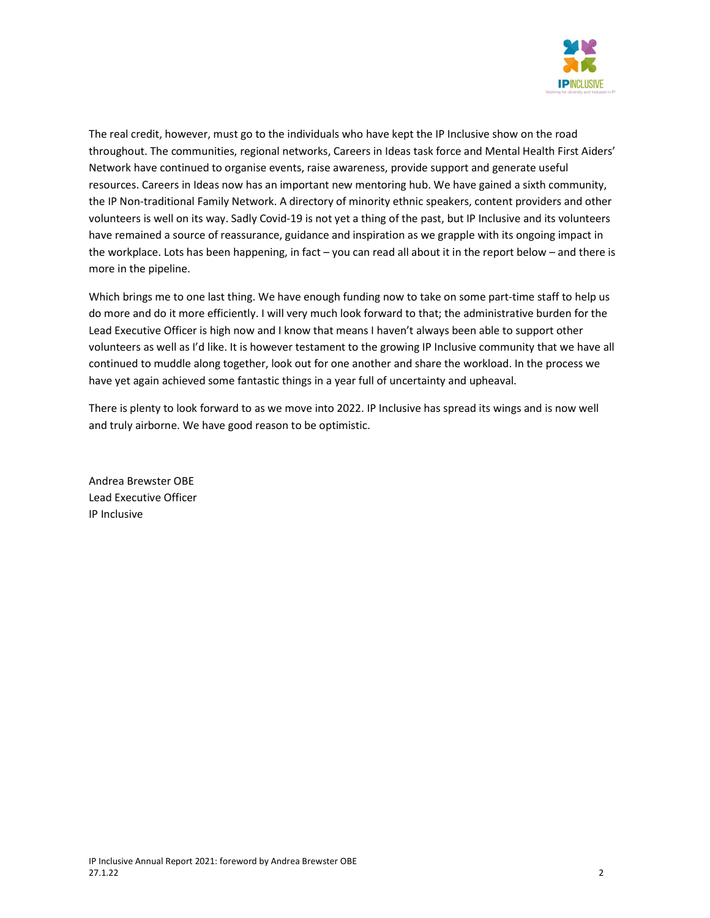The real credit, however, must go to the individuals who have kept the IP Inclusive show on the road throughout. The communities, regional networks, Careers in Ideas task force and Mental Health First Aiders' Network have continued to organise events, raise awareness, provide support and generate useful resources. Careers in Ideas now has an important new mentoring hub. We have gained a sixth community, the IP Non-traditional Family Network. A directory of minority ethnic speakers, content providers and other volunteers is well on its way. Sadly Covid-19 is not yet a thing of the past, but IP Inclusive and its volunteers have remained a source of reassurance, guidance and inspiration as we grapple with its ongoing impact in the workplace. Lots has been happening, in fact – you can read all about it in the report below – and there is more in the pipeline.

Which brings me to one last thing. We have enough funding now to take on some part-time staff to help us do more and do it more efficiently. I will very much look forward to that; the administrative burden for the Lead Executive Officer is high now and I know that means I haven't always been able to support other volunteers as well as I'd like. It is however testament to the growing IP Inclusive community that we have all continued to muddle along together, look out for one another and share the workload. In the process we have yet again achieved some fantastic things in a year full of uncertainty and upheaval.

There is plenty to look forward to as we move into 2022. IP Inclusive has spread its wings and is now well and truly airborne. We have good reason to be optimistic.

Andrea Brewster OBE
Lead Executive Officer
IP Inclusive